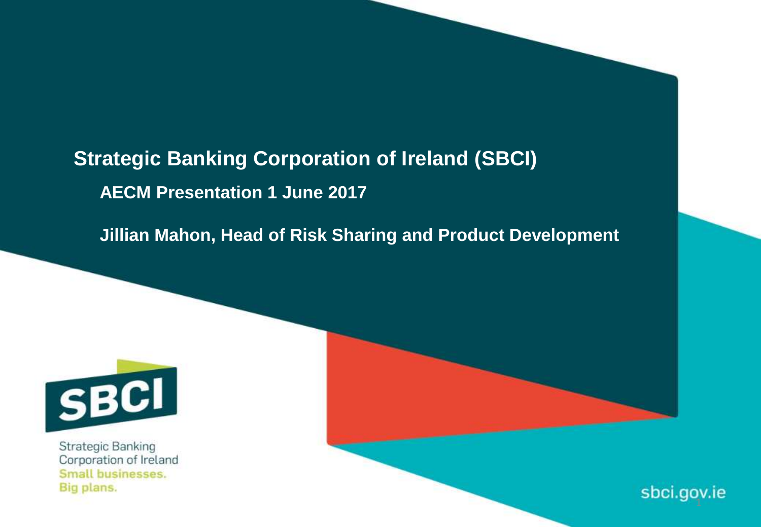# Strategic Banking Corporation of Ireland (SBCI)

**AECM Presentation 1 June 2017**

**Jillian Mahon, Head of Risk Sharing and Product Development**

Strategic Banking Corporation of Ireland
Small businesses.
Big plans.

sbci.gov.ie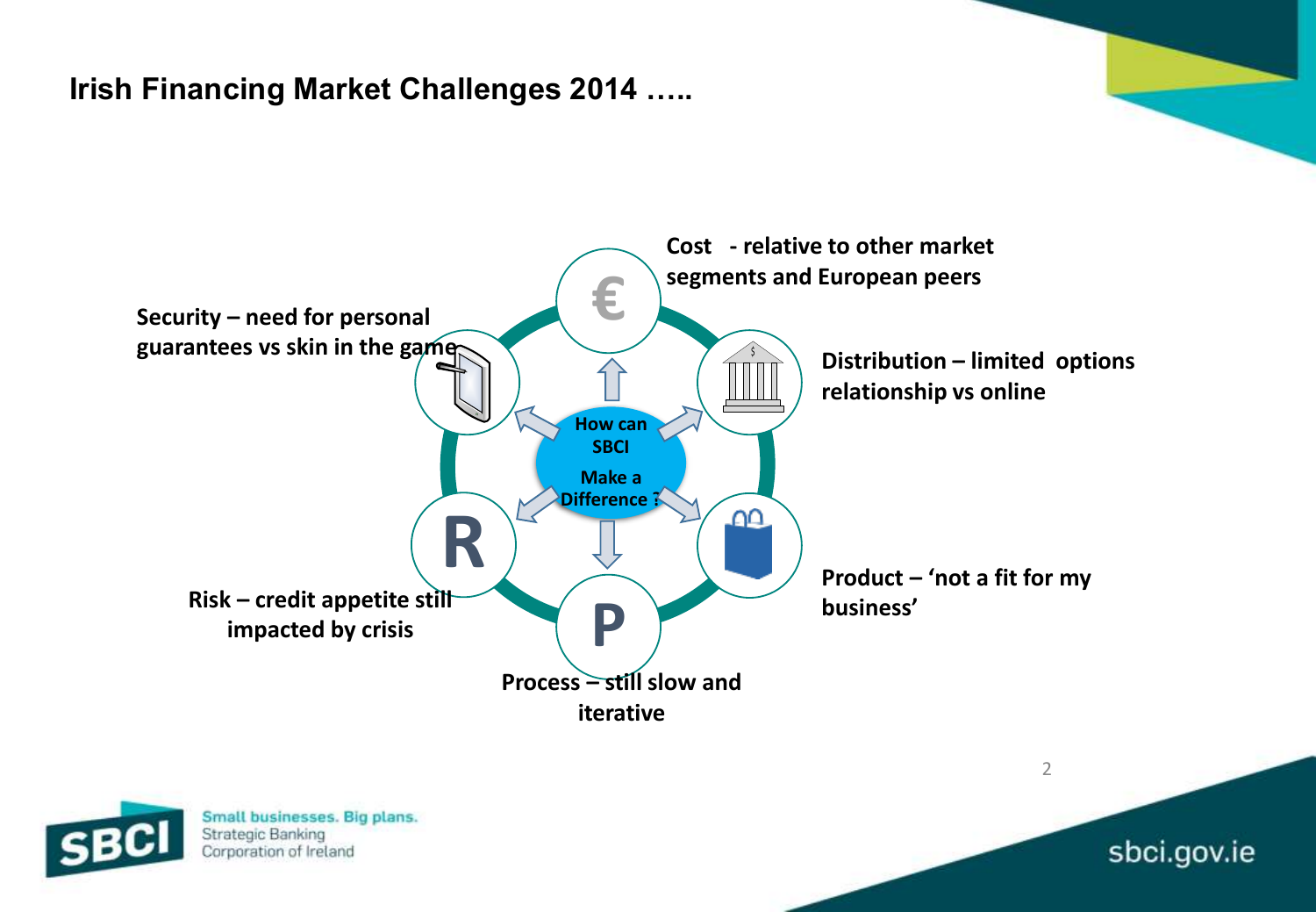# Irish Financing Market Challenges 2014 …..

**How can SBCI Make a Difference ?**

- **Cost - relative to other market segments and European peers**
- **Distribution – limited options relationship vs online**
- **Product – 'not a fit for my business'**
- **Process – still slow and iterative**
- **Risk – credit appetite still impacted by crisis**
- **Security – need for personal guarantees vs skin in the game**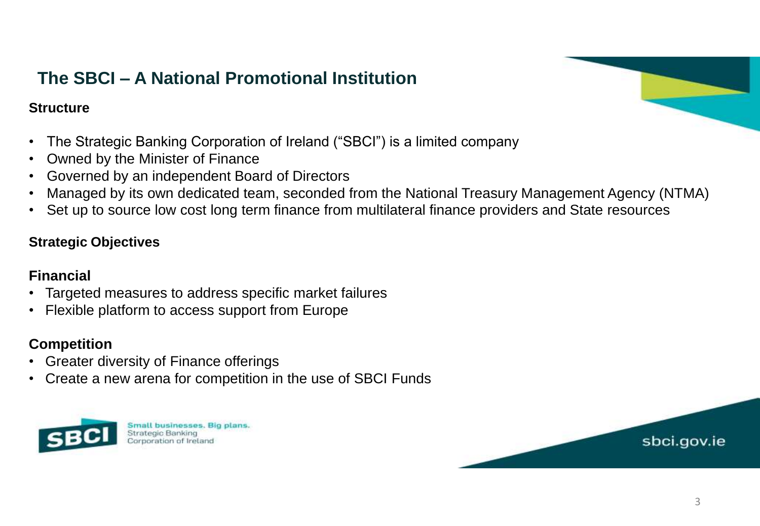## The SBCI – A National Promotional Institution

### Structure

- The Strategic Banking Corporation of Ireland ("SBCI") is a limited company
- Owned by the Minister of Finance
- Governed by an independent Board of Directors
- Managed by its own dedicated team, seconded from the National Treasury Management Agency (NTMA)
- Set up to source low cost long term finance from multilateral finance providers and State resources

### Strategic Objectives

#### Financial

- Targeted measures to address specific market failures
- Flexible platform to access support from Europe

#### Competition

- Greater diversity of Finance offerings
- Create a new arena for competition in the use of SBCI Funds

SBCI Small businesses. Big plans. Strategic Banking Corporation of Ireland

sbci.gov.ie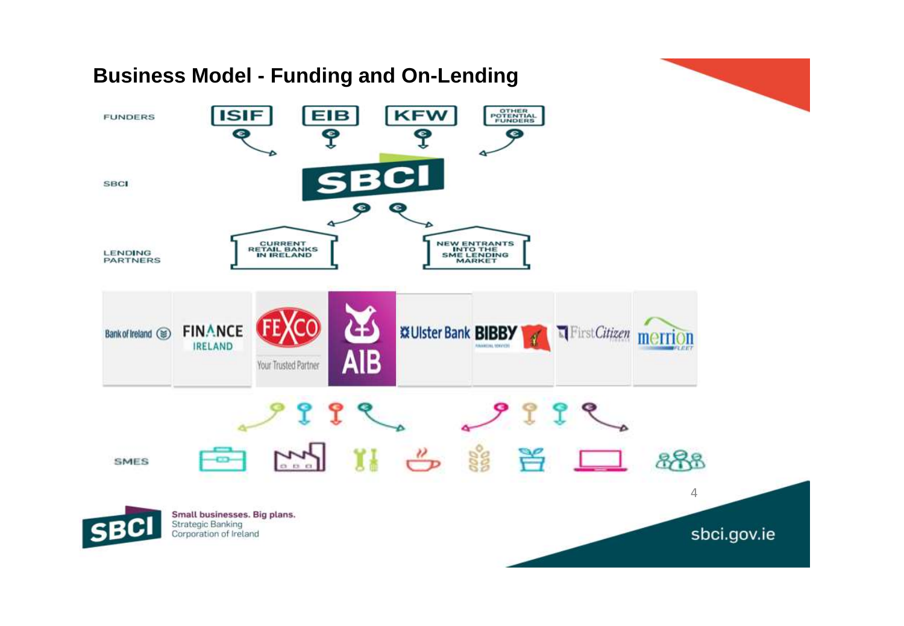# Business Model - Funding and On-Lending

FUNDERS: ISIF, EIB, KFW, OTHER POTENTIAL FUNDERS

SBCI: SBCI

LENDING PARTNERS: CURRENT RETAIL BANKS IN IRELAND; NEW ENTRANTS INTO THE SME LENDING MARKET

Bank of Ireland, FINANCE IRELAND, FEXCO Your Trusted Partner, AIB, Ulster Bank, BIBBY, FirstCitizen, merrion FLEET

SMES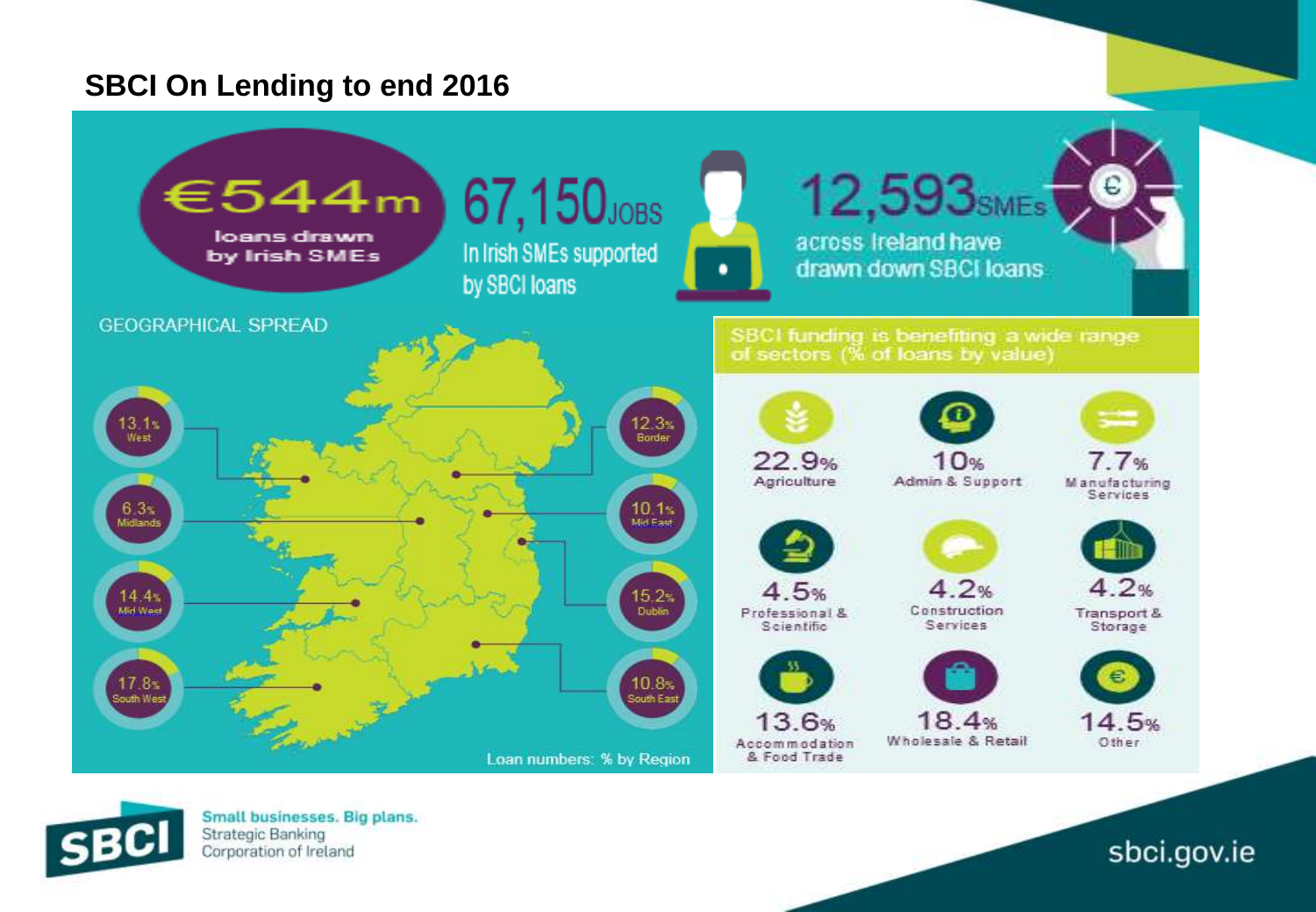# SBCI On Lending to end 2016

**€544m** loans drawn by Irish SMEs

**67,150 JOBS** In Irish SMEs supported by SBCI loans

**12,593 SMEs** across Ireland have drawn down SBCI loans

## GEOGRAPHICAL SPREAD

Loan numbers: % by Region

| Region | % |
|---|---|
| West | 13.1% |
| Midlands | 6.3% |
| Mid West | 14.4% |
| South West | 17.8% |
| Border | 12.3% |
| Mid East | 10.1% |
| Dublin | 15.2% |
| South East | 10.8% |

## SBCI funding is benefiting a wide range of sectors (% of loans by value)

| Sector | % |
|---|---|
| Agriculture | 22.9% |
| Admin & Support | 10% |
| Manufacturing Services | 7.7% |
| Professional & Scientific | 4.5% |
| Construction Services | 4.2% |
| Transport & Storage | 4.2% |
| Accommodation & Food Trade | 13.6% |
| Wholesale & Retail | 18.4% |
| Other | 14.5% |

SBCI Small businesses. Big plans. Strategic Banking Corporation of Ireland

sbci.gov.ie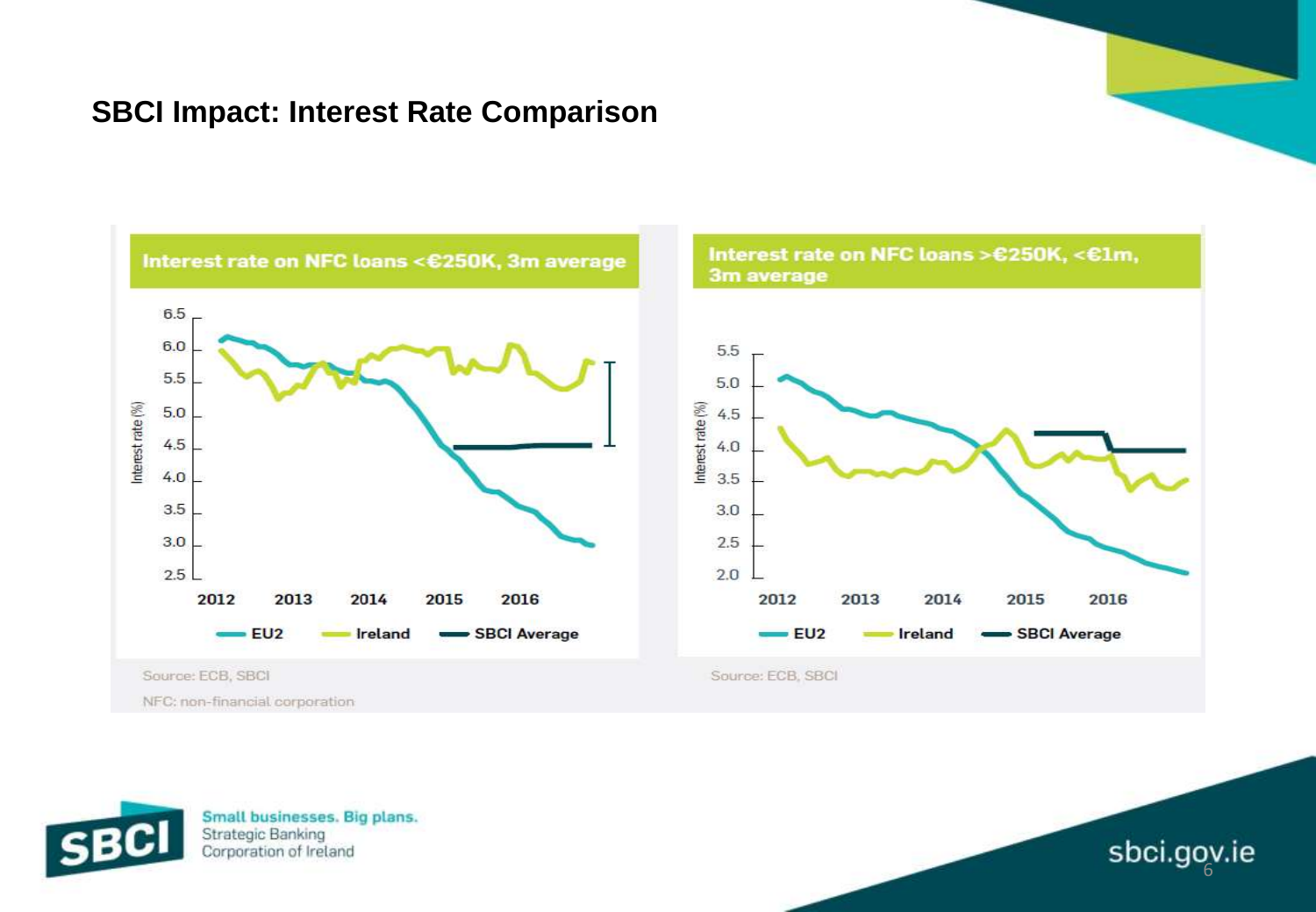## SBCI Impact: Interest Rate Comparison

**Interest rate on NFC loans <€250K, 3m average**

Interest rate (%)

6.5, 6.0, 5.5, 5.0, 4.5, 4.0, 3.5, 3.0, 2.5

2012 2013 2014 2015 2016

EU2 Ireland SBCI Average

Source: ECB, SBCI

NFC: non-financial corporation

**Interest rate on NFC loans >€250K, <€1m, 3m average**

Interest rate (%)

5.5, 5.0, 4.5, 4.0, 3.5, 3.0, 2.5, 2.0

2012 2013 2014 2015 2016

EU2 Ireland SBCI Average

Source: ECB, SBCI

Small businesses. Big plans.
Strategic Banking Corporation of Ireland

sbci.gov.ie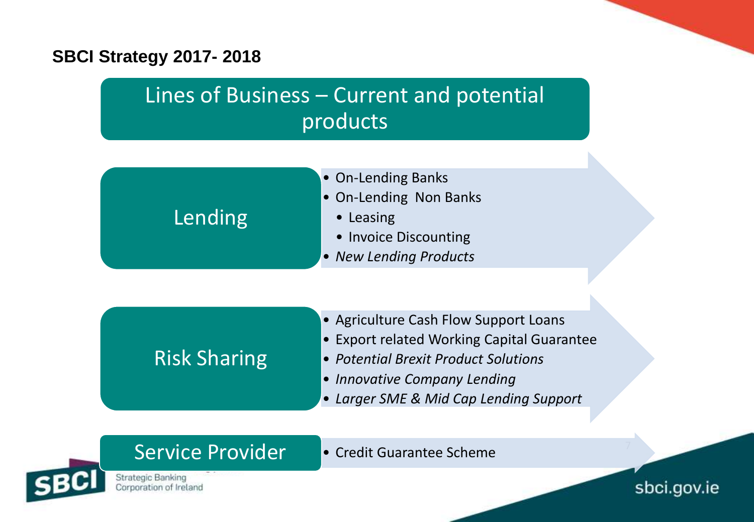# SBCI Strategy 2017- 2018

## Lines of Business – Current and potential products

### Lending

- On-Lending Banks
- On-Lending Non Banks
  - Leasing
  - Invoice Discounting
- *New Lending Products*

### Risk Sharing

- Agriculture Cash Flow Support Loans
- Export related Working Capital Guarantee
- *Potential Brexit Product Solutions*
- *Innovative Company Lending*
- *Larger SME & Mid Cap Lending Support*

### Service Provider

- Credit Guarantee Scheme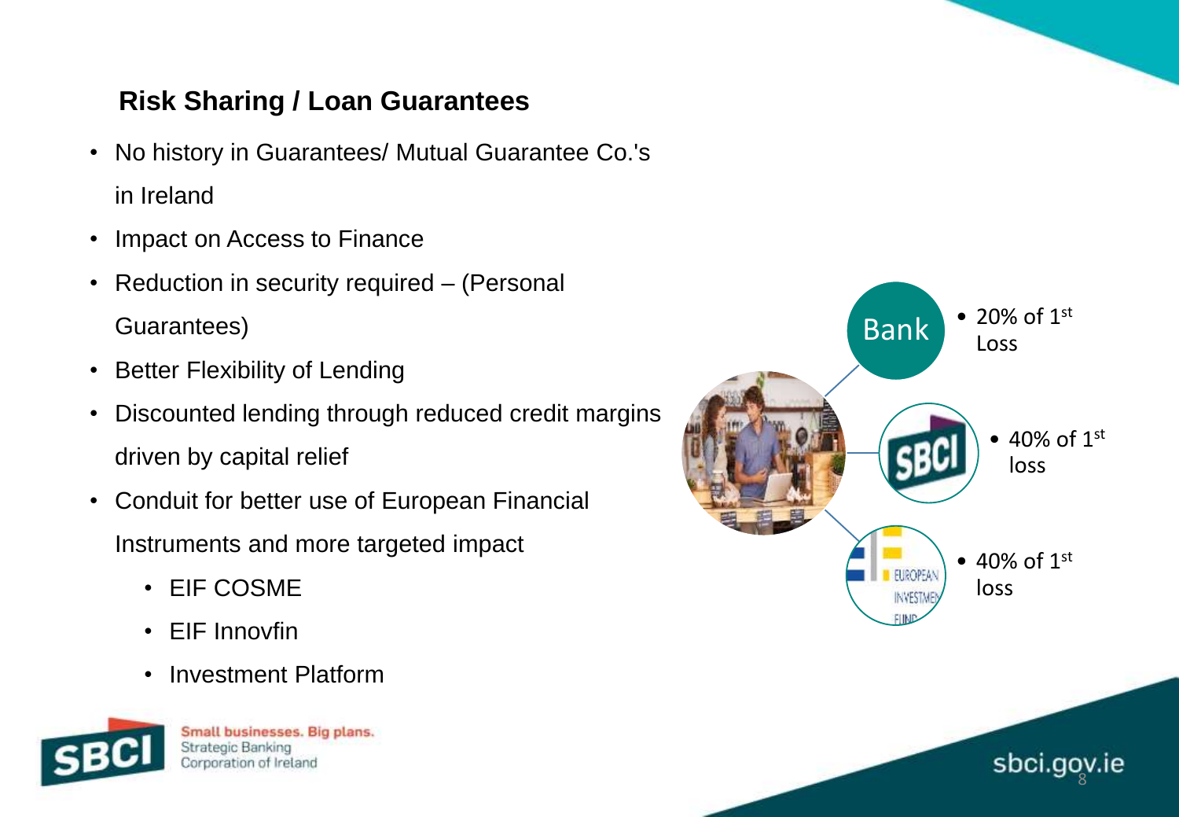## Risk Sharing / Loan Guarantees

- No history in Guarantees/ Mutual Guarantee Co.'s in Ireland
- Impact on Access to Finance
- Reduction in security required – (Personal Guarantees)
- Better Flexibility of Lending
- Discounted lending through reduced credit margins driven by capital relief
- Conduit for better use of European Financial Instruments and more targeted impact
    - EIF COSME
    - EIF Innovfin
    - Investment Platform

Bank
- 20% of 1st Loss

SBCI
- 40% of 1st loss

European Investment Fund
- 40% of 1st loss

Small businesses. Big plans.
Strategic Banking Corporation of Ireland

sbci.gov.ie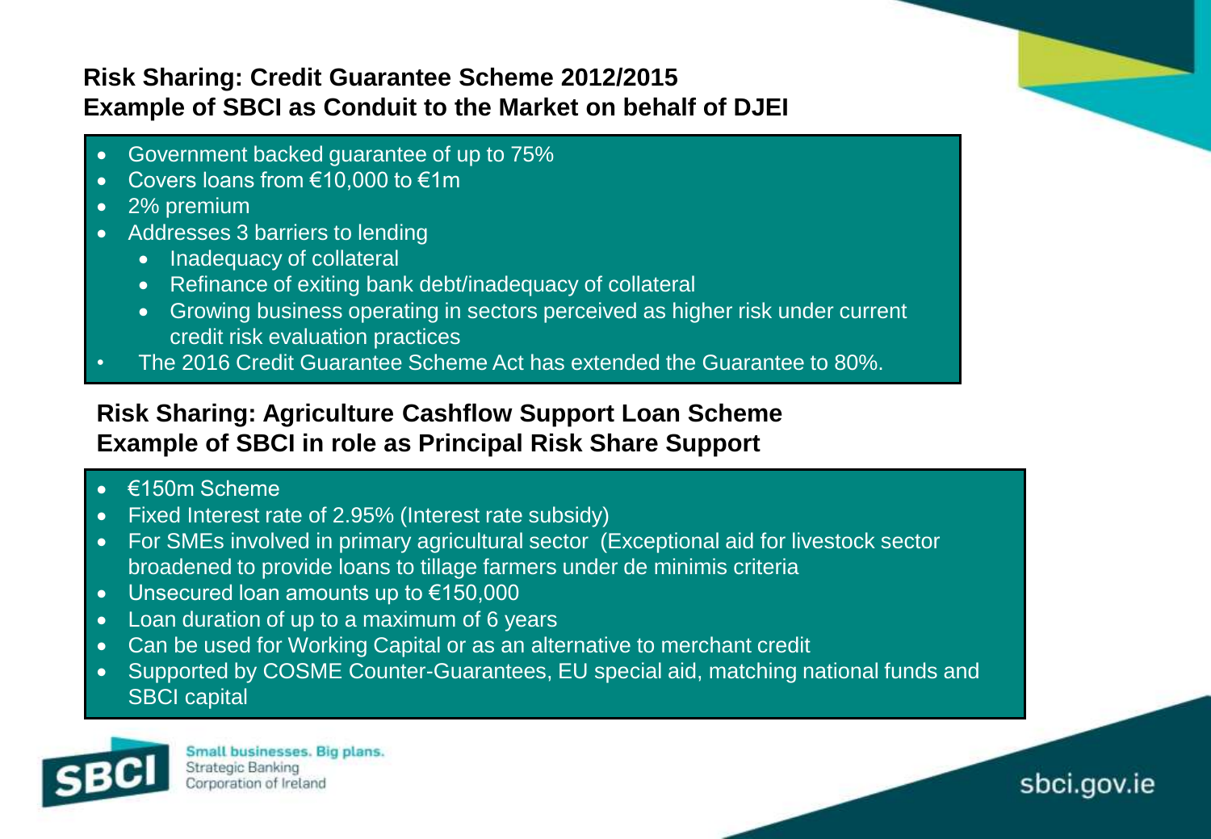## Risk Sharing: Credit Guarantee Scheme 2012/2015
## Example of SBCI as Conduit to the Market on behalf of DJEI

- Government backed guarantee of up to 75%
- Covers loans from €10,000 to €1m
- 2% premium
- Addresses 3 barriers to lending
  - Inadequacy of collateral
  - Refinance of exiting bank debt/inadequacy of collateral
  - Growing business operating in sectors perceived as higher risk under current credit risk evaluation practices
- The 2016 Credit Guarantee Scheme Act has extended the Guarantee to 80%.

## Risk Sharing: Agriculture Cashflow Support Loan Scheme
## Example of SBCI in role as Principal Risk Share Support

- €150m Scheme
- Fixed Interest rate of 2.95% (Interest rate subsidy)
- For SMEs involved in primary agricultural sector (Exceptional aid for livestock sector broadened to provide loans to tillage farmers under de minimis criteria
- Unsecured loan amounts up to €150,000
- Loan duration of up to a maximum of 6 years
- Can be used for Working Capital or as an alternative to merchant credit
- Supported by COSME Counter-Guarantees, EU special aid, matching national funds and SBCI capital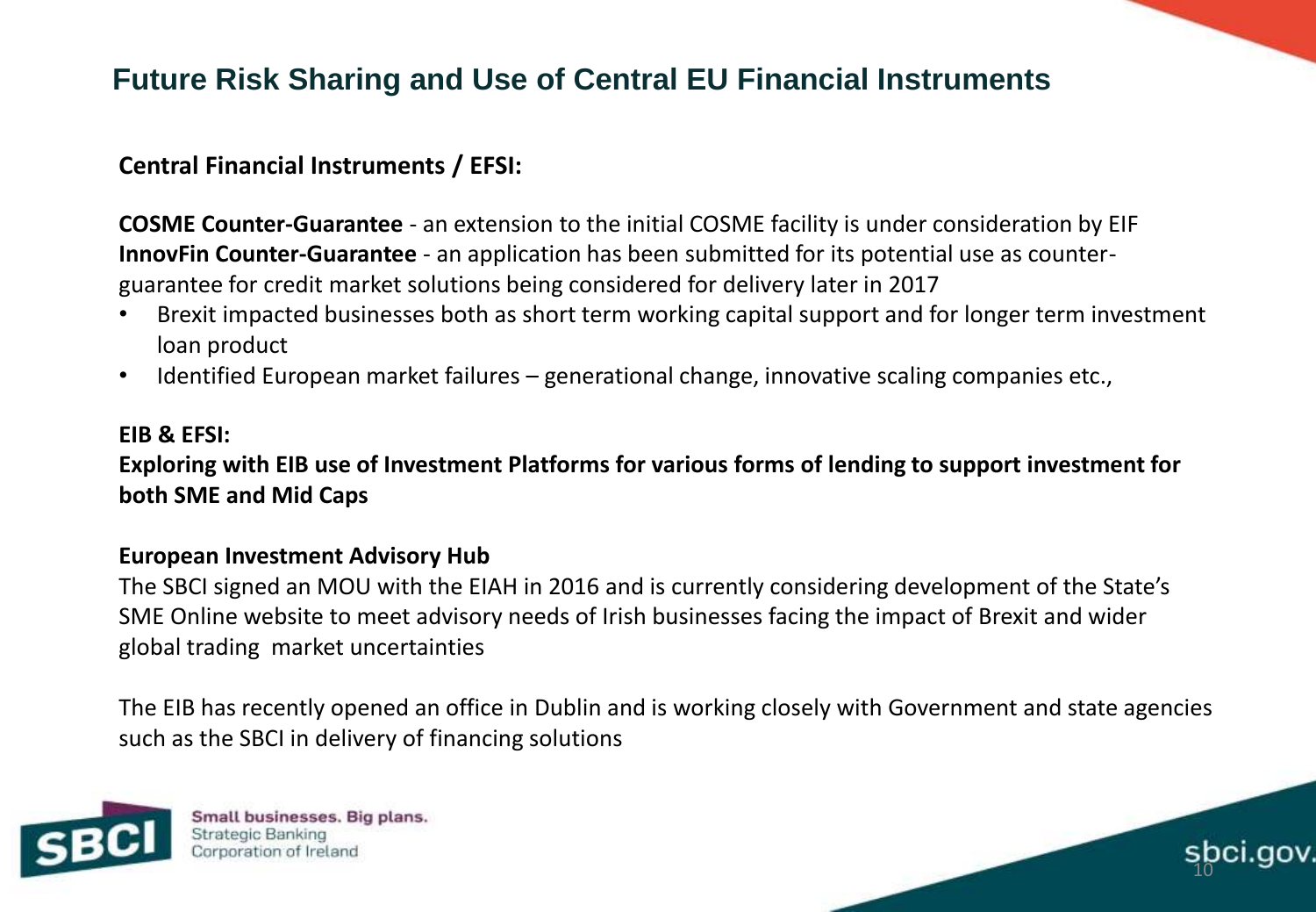# Future Risk Sharing and Use of Central EU Financial Instruments

**Central Financial Instruments / EFSI:**

**COSME Counter-Guarantee** - an extension to the initial COSME facility is under consideration by EIF
**InnovFin Counter-Guarantee** - an application has been submitted for its potential use as counter-guarantee for credit market solutions being considered for delivery later in 2017

- Brexit impacted businesses both as short term working capital support and for longer term investment loan product
- Identified European market failures – generational change, innovative scaling companies etc.,

**EIB & EFSI:**
**Exploring with EIB use of Investment Platforms for various forms of lending to support investment for both SME and Mid Caps**

**European Investment Advisory Hub**
The SBCI signed an MOU with the EIAH in 2016 and is currently considering development of the State's SME Online website to meet advisory needs of Irish businesses facing the impact of Brexit and wider global trading market uncertainties

The EIB has recently opened an office in Dublin and is working closely with Government and state agencies such as the SBCI in delivery of financing solutions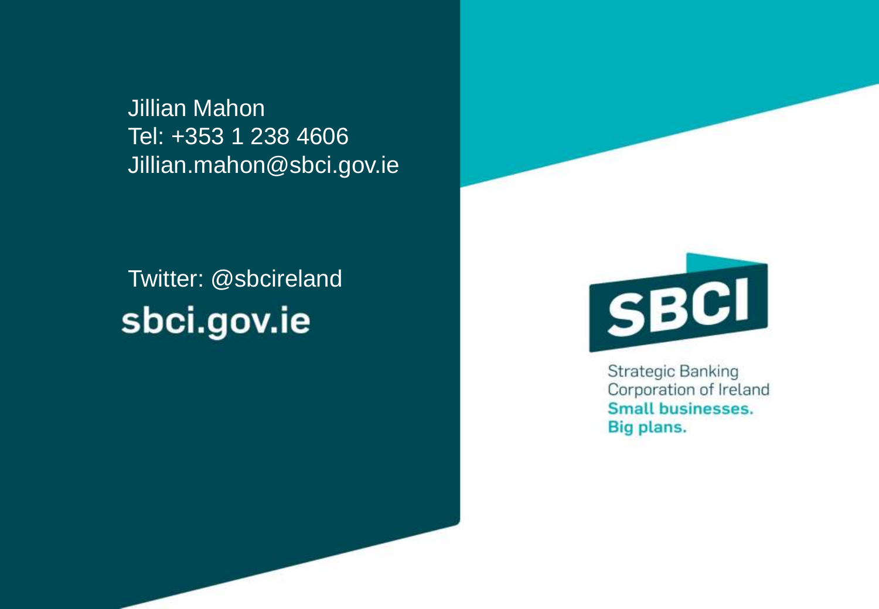Jillian Mahon
Tel: +353 1 238 4606
Jillian.mahon@sbci.gov.ie

Twitter: @sbcireland

**sbci.gov.ie**

SBCI

Strategic Banking Corporation of Ireland

**Small businesses. Big plans.**